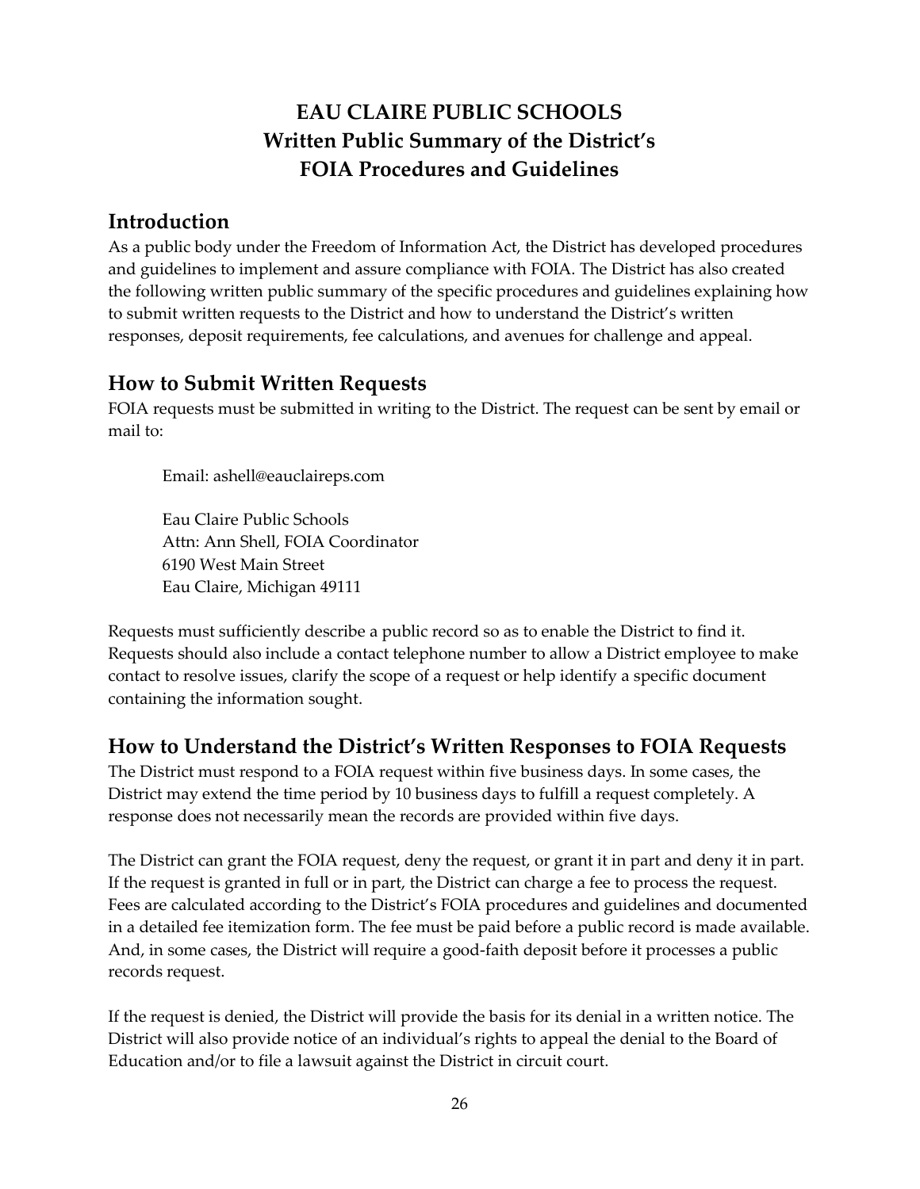# EAU CLAIRE PUBLIC SCHOOLS
# Written Public Summary of the District's FOIA Procedures and Guidelines

## Introduction

As a public body under the Freedom of Information Act, the District has developed procedures and guidelines to implement and assure compliance with FOIA. The District has also created the following written public summary of the specific procedures and guidelines explaining how to submit written requests to the District and how to understand the District's written responses, deposit requirements, fee calculations, and avenues for challenge and appeal.

## How to Submit Written Requests

FOIA requests must be submitted in writing to the District. The request can be sent by email or mail to:

Email: ashell@eauclaireps.com

Eau Claire Public Schools
Attn: Ann Shell, FOIA Coordinator
6190 West Main Street
Eau Claire, Michigan 49111

Requests must sufficiently describe a public record so as to enable the District to find it. Requests should also include a contact telephone number to allow a District employee to make contact to resolve issues, clarify the scope of a request or help identify a specific document containing the information sought.

## How to Understand the District's Written Responses to FOIA Requests

The District must respond to a FOIA request within five business days. In some cases, the District may extend the time period by 10 business days to fulfill a request completely. A response does not necessarily mean the records are provided within five days.

The District can grant the FOIA request, deny the request, or grant it in part and deny it in part. If the request is granted in full or in part, the District can charge a fee to process the request. Fees are calculated according to the District's FOIA procedures and guidelines and documented in a detailed fee itemization form. The fee must be paid before a public record is made available. And, in some cases, the District will require a good-faith deposit before it processes a public records request.

If the request is denied, the District will provide the basis for its denial in a written notice. The District will also provide notice of an individual's rights to appeal the denial to the Board of Education and/or to file a lawsuit against the District in circuit court.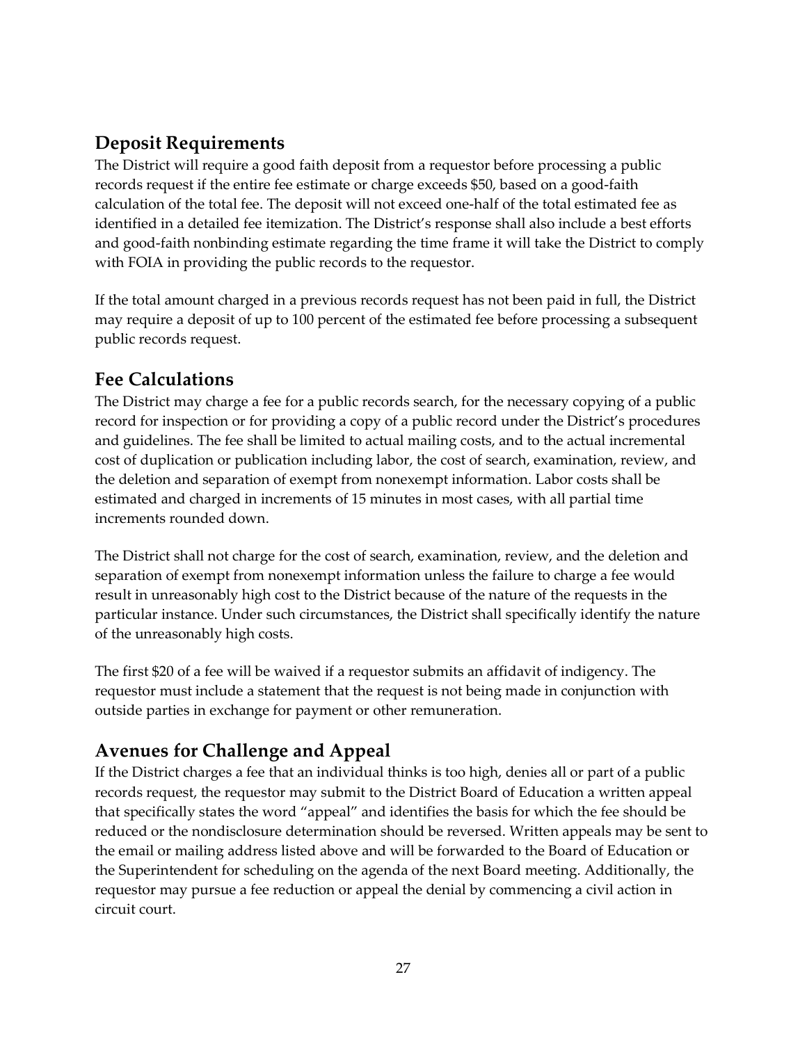## Deposit Requirements

The District will require a good faith deposit from a requestor before processing a public records request if the entire fee estimate or charge exceeds $50, based on a good-faith calculation of the total fee. The deposit will not exceed one-half of the total estimated fee as identified in a detailed fee itemization. The District's response shall also include a best efforts and good-faith nonbinding estimate regarding the time frame it will take the District to comply with FOIA in providing the public records to the requestor.

If the total amount charged in a previous records request has not been paid in full, the District may require a deposit of up to 100 percent of the estimated fee before processing a subsequent public records request.

## Fee Calculations

The District may charge a fee for a public records search, for the necessary copying of a public record for inspection or for providing a copy of a public record under the District's procedures and guidelines. The fee shall be limited to actual mailing costs, and to the actual incremental cost of duplication or publication including labor, the cost of search, examination, review, and the deletion and separation of exempt from nonexempt information. Labor costs shall be estimated and charged in increments of 15 minutes in most cases, with all partial time increments rounded down.

The District shall not charge for the cost of search, examination, review, and the deletion and separation of exempt from nonexempt information unless the failure to charge a fee would result in unreasonably high cost to the District because of the nature of the requests in the particular instance. Under such circumstances, the District shall specifically identify the nature of the unreasonably high costs.

The first $20 of a fee will be waived if a requestor submits an affidavit of indigency. The requestor must include a statement that the request is not being made in conjunction with outside parties in exchange for payment or other remuneration.

## Avenues for Challenge and Appeal

If the District charges a fee that an individual thinks is too high, denies all or part of a public records request, the requestor may submit to the District Board of Education a written appeal that specifically states the word "appeal" and identifies the basis for which the fee should be reduced or the nondisclosure determination should be reversed. Written appeals may be sent to the email or mailing address listed above and will be forwarded to the Board of Education or the Superintendent for scheduling on the agenda of the next Board meeting. Additionally, the requestor may pursue a fee reduction or appeal the denial by commencing a civil action in circuit court.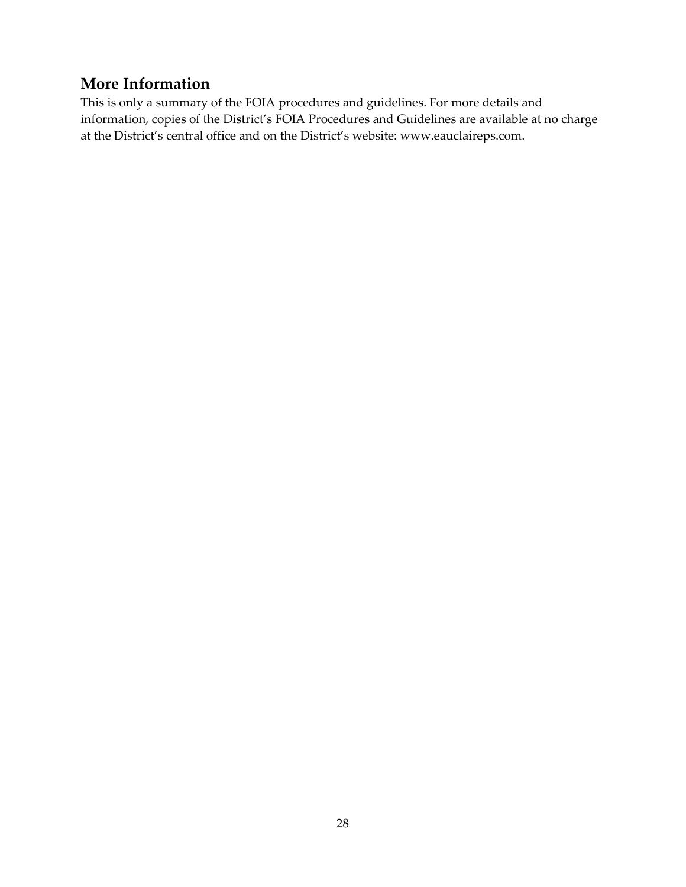## More Information

This is only a summary of the FOIA procedures and guidelines. For more details and information, copies of the District's FOIA Procedures and Guidelines are available at no charge at the District's central office and on the District's website: www.eauclaireps.com.